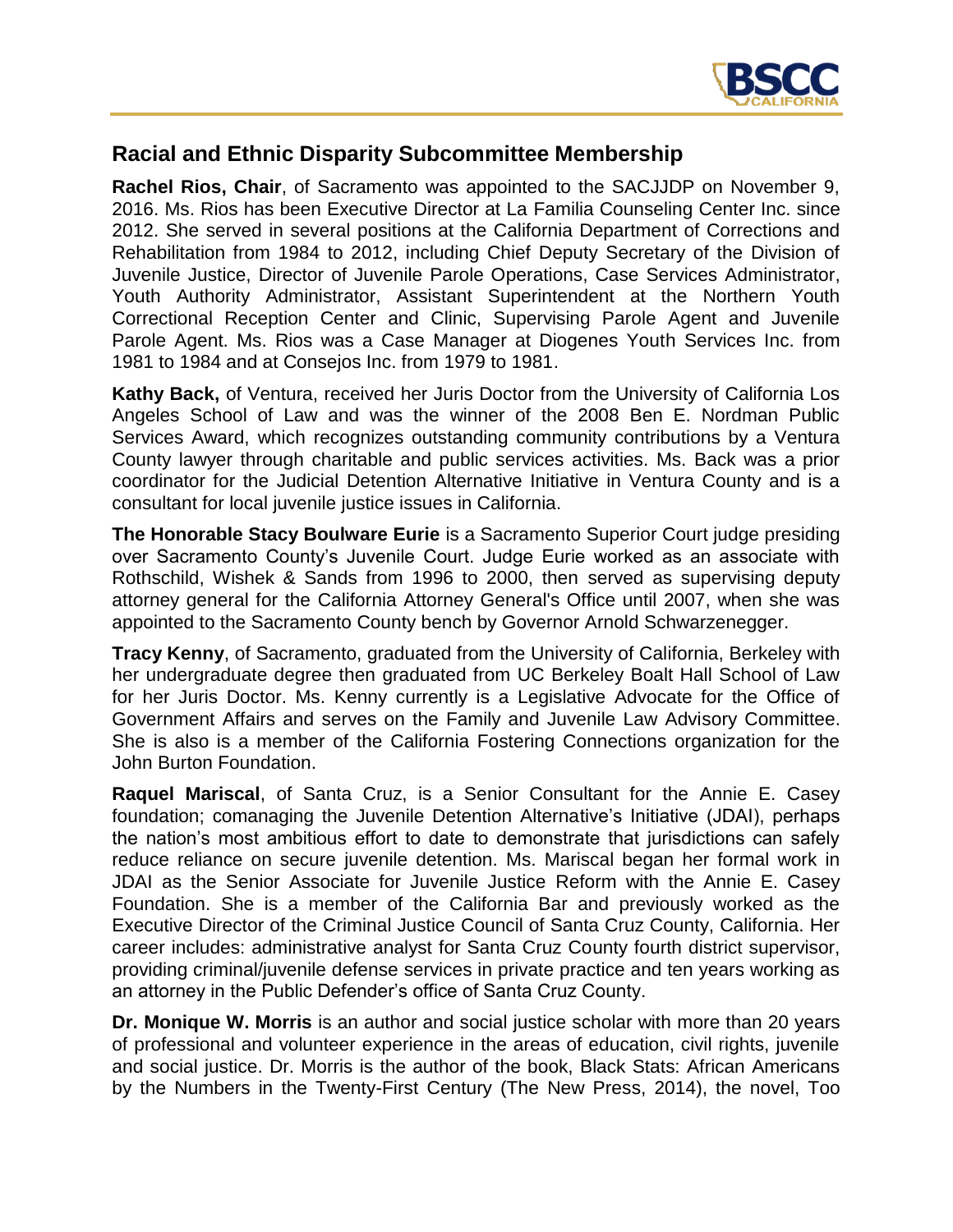## Racial and Ethnic Disparity Subcommittee Membership

**Rachel Rios, Chair**, of Sacramento was appointed to the SACJJDP on November 9, 2016. Ms. Rios has been Executive Director at La Familia Counseling Center Inc. since 2012. She served in several positions at the California Department of Corrections and Rehabilitation from 1984 to 2012, including Chief Deputy Secretary of the Division of Juvenile Justice, Director of Juvenile Parole Operations, Case Services Administrator, Youth Authority Administrator, Assistant Superintendent at the Northern Youth Correctional Reception Center and Clinic, Supervising Parole Agent and Juvenile Parole Agent. Ms. Rios was a Case Manager at Diogenes Youth Services Inc. from 1981 to 1984 and at Consejos Inc. from 1979 to 1981.

**Kathy Back,** of Ventura, received her Juris Doctor from the University of California Los Angeles School of Law and was the winner of the 2008 Ben E. Nordman Public Services Award, which recognizes outstanding community contributions by a Ventura County lawyer through charitable and public services activities. Ms. Back was a prior coordinator for the Judicial Detention Alternative Initiative in Ventura County and is a consultant for local juvenile justice issues in California.

**The Honorable Stacy Boulware Eurie** is a Sacramento Superior Court judge presiding over Sacramento County's Juvenile Court. Judge Eurie worked as an associate with Rothschild, Wishek & Sands from 1996 to 2000, then served as supervising deputy attorney general for the California Attorney General's Office until 2007, when she was appointed to the Sacramento County bench by Governor Arnold Schwarzenegger.

**Tracy Kenny**, of Sacramento, graduated from the University of California, Berkeley with her undergraduate degree then graduated from UC Berkeley Boalt Hall School of Law for her Juris Doctor. Ms. Kenny currently is a Legislative Advocate for the Office of Government Affairs and serves on the Family and Juvenile Law Advisory Committee. She is also is a member of the California Fostering Connections organization for the John Burton Foundation.

**Raquel Mariscal**, of Santa Cruz, is a Senior Consultant for the Annie E. Casey foundation; comanaging the Juvenile Detention Alternative's Initiative (JDAI), perhaps the nation's most ambitious effort to date to demonstrate that jurisdictions can safely reduce reliance on secure juvenile detention. Ms. Mariscal began her formal work in JDAI as the Senior Associate for Juvenile Justice Reform with the Annie E. Casey Foundation. She is a member of the California Bar and previously worked as the Executive Director of the Criminal Justice Council of Santa Cruz County, California. Her career includes: administrative analyst for Santa Cruz County fourth district supervisor, providing criminal/juvenile defense services in private practice and ten years working as an attorney in the Public Defender's office of Santa Cruz County.

**Dr. Monique W. Morris** is an author and social justice scholar with more than 20 years of professional and volunteer experience in the areas of education, civil rights, juvenile and social justice. Dr. Morris is the author of the book, Black Stats: African Americans by the Numbers in the Twenty-First Century (The New Press, 2014), the novel, Too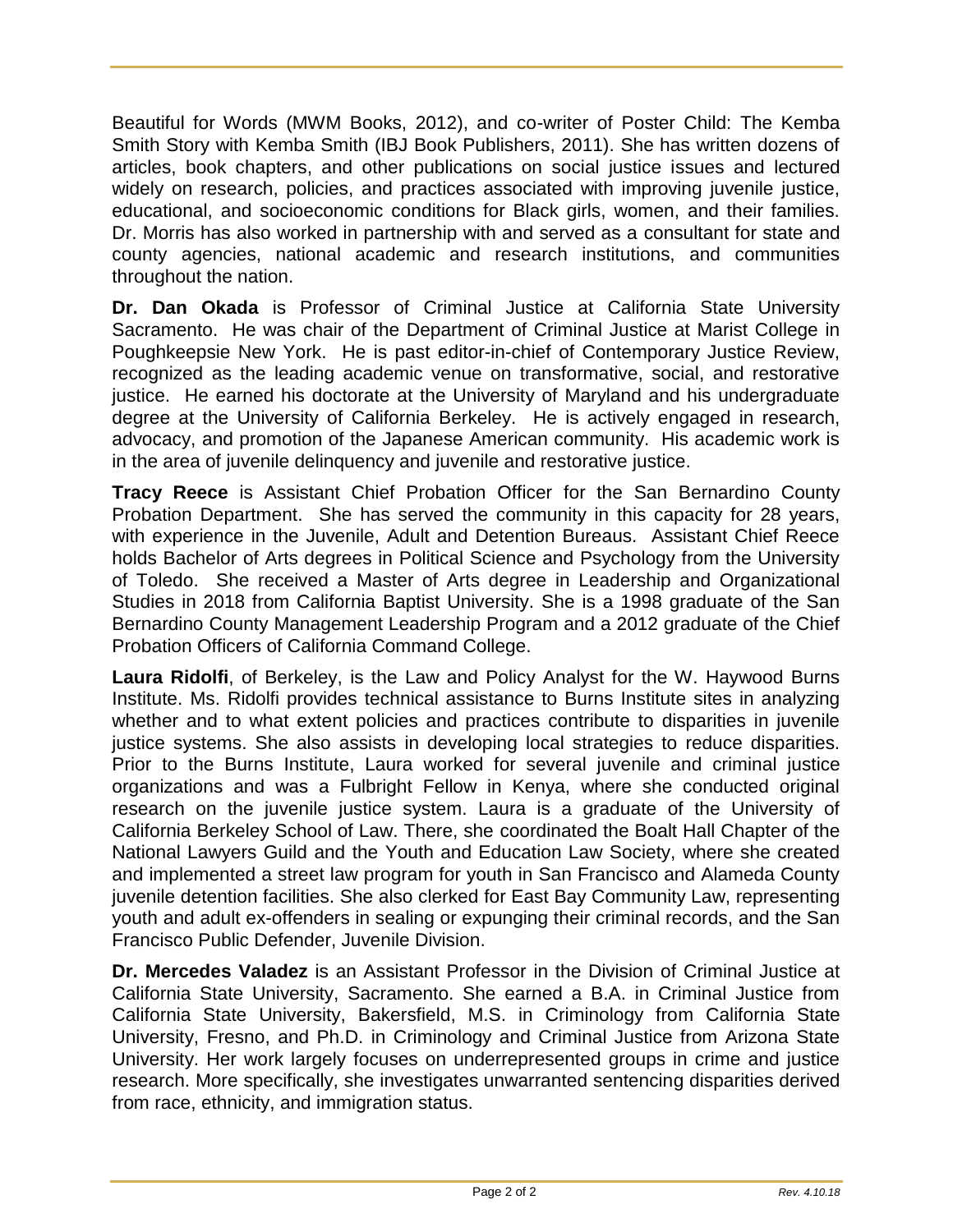Beautiful for Words (MWM Books, 2012), and co-writer of Poster Child: The Kemba Smith Story with Kemba Smith (IBJ Book Publishers, 2011). She has written dozens of articles, book chapters, and other publications on social justice issues and lectured widely on research, policies, and practices associated with improving juvenile justice, educational, and socioeconomic conditions for Black girls, women, and their families. Dr. Morris has also worked in partnership with and served as a consultant for state and county agencies, national academic and research institutions, and communities throughout the nation.

**Dr. Dan Okada** is Professor of Criminal Justice at California State University Sacramento. He was chair of the Department of Criminal Justice at Marist College in Poughkeepsie New York. He is past editor-in-chief of Contemporary Justice Review, recognized as the leading academic venue on transformative, social, and restorative justice. He earned his doctorate at the University of Maryland and his undergraduate degree at the University of California Berkeley. He is actively engaged in research, advocacy, and promotion of the Japanese American community. His academic work is in the area of juvenile delinquency and juvenile and restorative justice.

**Tracy Reece** is Assistant Chief Probation Officer for the San Bernardino County Probation Department. She has served the community in this capacity for 28 years, with experience in the Juvenile, Adult and Detention Bureaus. Assistant Chief Reece holds Bachelor of Arts degrees in Political Science and Psychology from the University of Toledo. She received a Master of Arts degree in Leadership and Organizational Studies in 2018 from California Baptist University. She is a 1998 graduate of the San Bernardino County Management Leadership Program and a 2012 graduate of the Chief Probation Officers of California Command College.

**Laura Ridolfi**, of Berkeley, is the Law and Policy Analyst for the W. Haywood Burns Institute. Ms. Ridolfi provides technical assistance to Burns Institute sites in analyzing whether and to what extent policies and practices contribute to disparities in juvenile justice systems. She also assists in developing local strategies to reduce disparities. Prior to the Burns Institute, Laura worked for several juvenile and criminal justice organizations and was a Fulbright Fellow in Kenya, where she conducted original research on the juvenile justice system. Laura is a graduate of the University of California Berkeley School of Law. There, she coordinated the Boalt Hall Chapter of the National Lawyers Guild and the Youth and Education Law Society, where she created and implemented a street law program for youth in San Francisco and Alameda County juvenile detention facilities. She also clerked for East Bay Community Law, representing youth and adult ex-offenders in sealing or expunging their criminal records, and the San Francisco Public Defender, Juvenile Division.

**Dr. Mercedes Valadez** is an Assistant Professor in the Division of Criminal Justice at California State University, Sacramento. She earned a B.A. in Criminal Justice from California State University, Bakersfield, M.S. in Criminology from California State University, Fresno, and Ph.D. in Criminology and Criminal Justice from Arizona State University. Her work largely focuses on underrepresented groups in crime and justice research. More specifically, she investigates unwarranted sentencing disparities derived from race, ethnicity, and immigration status.